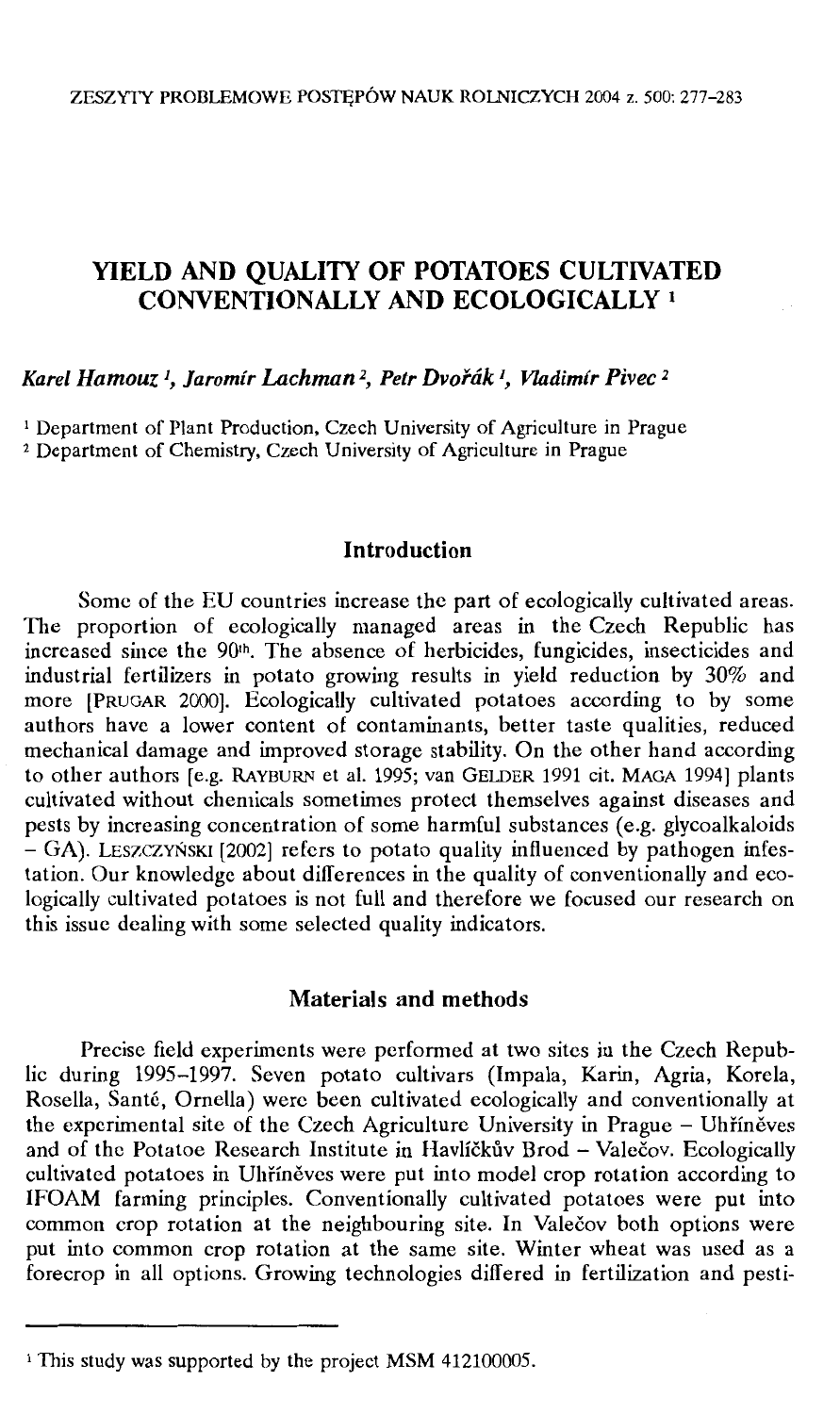# YIELD AND QUALITY OF POTATOES CULTIVATED CONVENTIONALLY AND ECOLOGICALLY [1]

*Karel Hamouz [1], Jaromír Lachman [2], Petr Dvořák [1], Vladimír Pivec [2]*

[1] Department of Plant Production, Czech University of Agriculture in Prague
[2] Department of Chemistry, Czech University of Agriculture in Prague

## Introduction

Some of the EU countries increase the part of ecologically cultivated areas. The proportion of ecologically managed areas in the Czech Republic has increased since the 90[th]. The absence of herbicides, fungicides, insecticides and industrial fertilizers in potato growing results in yield reduction by 30% and more [PRUGAR 2000]. Ecologically cultivated potatoes according to by some authors have a lower content of contaminants, better taste qualities, reduced mechanical damage and improved storage stability. On the other hand according to other authors [e.g. RAYBURN et al. 1995; van GELDER 1991 cit. MAGA 1994] plants cultivated without chemicals sometimes protect themselves against diseases and pests by increasing concentration of some harmful substances (e.g. glycoalkaloids – GA). LESZCZYŃSKI [2002] refers to potato quality influenced by pathogen infestation. Our knowledge about differences in the quality of conventionally and ecologically cultivated potatoes is not full and therefore we focused our research on this issue dealing with some selected quality indicators.

## Materials and methods

Precise field experiments were performed at two sites in the Czech Republic during 1995–1997. Seven potato cultivars (Impala, Karin, Agria, Korela, Rosella, Santé, Ornella) were been cultivated ecologically and conventionally at the experimental site of the Czech Agriculture University in Prague – Uhříněves and of the Potatoe Research Institute in Havlíčkův Brod – Valečov. Ecologically cultivated potatoes in Uhříněves were put into model crop rotation according to IFOAM farming principles. Conventionally cultivated potatoes were put into common crop rotation at the neighbouring site. In Valečov both options were put into common crop rotation at the same site. Winter wheat was used as a forecrop in all options. Growing technologies differed in fertilization and pesti-

[1] This study was supported by the project MSM 412100005.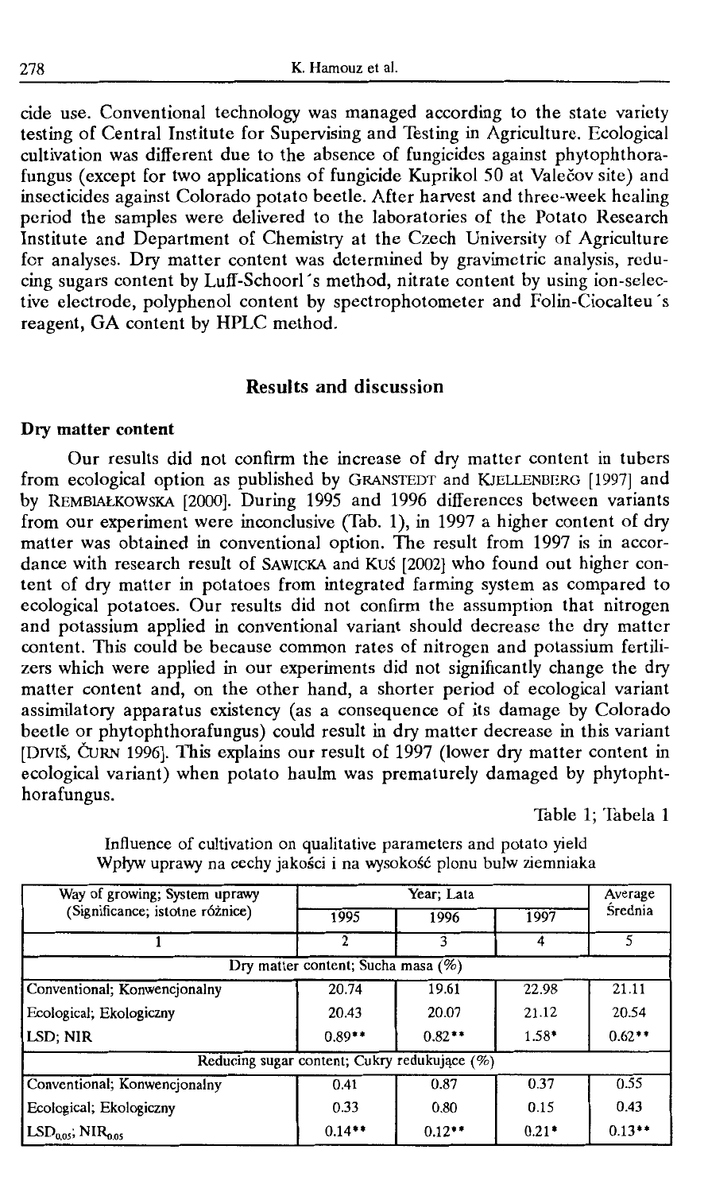cide use. Conventional technology was managed according to the state variety testing of Central Institute for Supervising and Testing in Agriculture. Ecological cultivation was different due to the absence of fungicides against phytophthorafungus (except for two applications of fungicide Kuprikol 50 at Valečov site) and insecticides against Colorado potato beetle. After harvest and three-week healing period the samples were delivered to the laboratories of the Potato Research Institute and Department of Chemistry at the Czech University of Agriculture for analyses. Dry matter content was determined by gravimetric analysis, reducing sugars content by Luff-Schoorl´s method, nitrate content by using ion-selective electrode, polyphenol content by spectrophotometer and Folin-Ciocalteu´s reagent, GA content by HPLC method.

## Results and discussion

### Dry matter content

Our results did not confirm the increase of dry matter content in tubers from ecological option as published by GRANSTEDT and KJELLENBERG [1997] and by REMBIAŁKOWSKA [2000]. During 1995 and 1996 differences between variants from our experiment were inconclusive (Tab. 1), in 1997 a higher content of dry matter was obtained in conventional option. The result from 1997 is in accordance with research result of SAWICKA and KUŚ [2002] who found out higher content of dry matter in potatoes from integrated farming system as compared to ecological potatoes. Our results did not confirm the assumption that nitrogen and potassium applied in conventional variant should decrease the dry matter content. This could be because common rates of nitrogen and potassium fertilizers which were applied in our experiments did not significantly change the dry matter content and, on the other hand, a shorter period of ecological variant assimilatory apparatus existency (as a consequence of its damage by Colorado beetle or phytophthorafungus) could result in dry matter decrease in this variant [DIVIŠ, ČURN 1996]. This explains our result of 1997 (lower dry matter content in ecological variant) when potato haulm was prematurely damaged by phytophthorafungus.

Table 1; Tabela 1

Influence of cultivation on qualitative parameters and potato yield
Wpływ uprawy na cechy jakości i na wysokość plonu bulw ziemniaka

| Way of growing; System uprawy (Significance; istotne różnice) | Year; Lata | | | Average Średnia |
|---|---|---|---|---|
| | 1995 | 1996 | 1997 | |
| 1 | 2 | 3 | 4 | 5 |
| Dry matter content; Sucha masa (%) | | | | |
| Conventional; Konwencjonalny | 20.74 | 19.61 | 22.98 | 21.11 |
| Ecological; Ekologiczny | 20.43 | 20.07 | 21.12 | 20.54 |
| LSD; NIR | 0.89** | 0.82** | 1.58* | 0.62** |
| Reducing sugar content; Cukry redukujące (%) | | | | |
| Conventional; Konwencjonalny | 0.41 | 0.87 | 0.37 | 0.55 |
| Ecological; Ekologiczny | 0.33 | 0.80 | 0.15 | 0.43 |
| $LSD_{0.05}$; $NIR_{0.05}$ | 0.14** | 0.12** | 0.21* | 0.13** |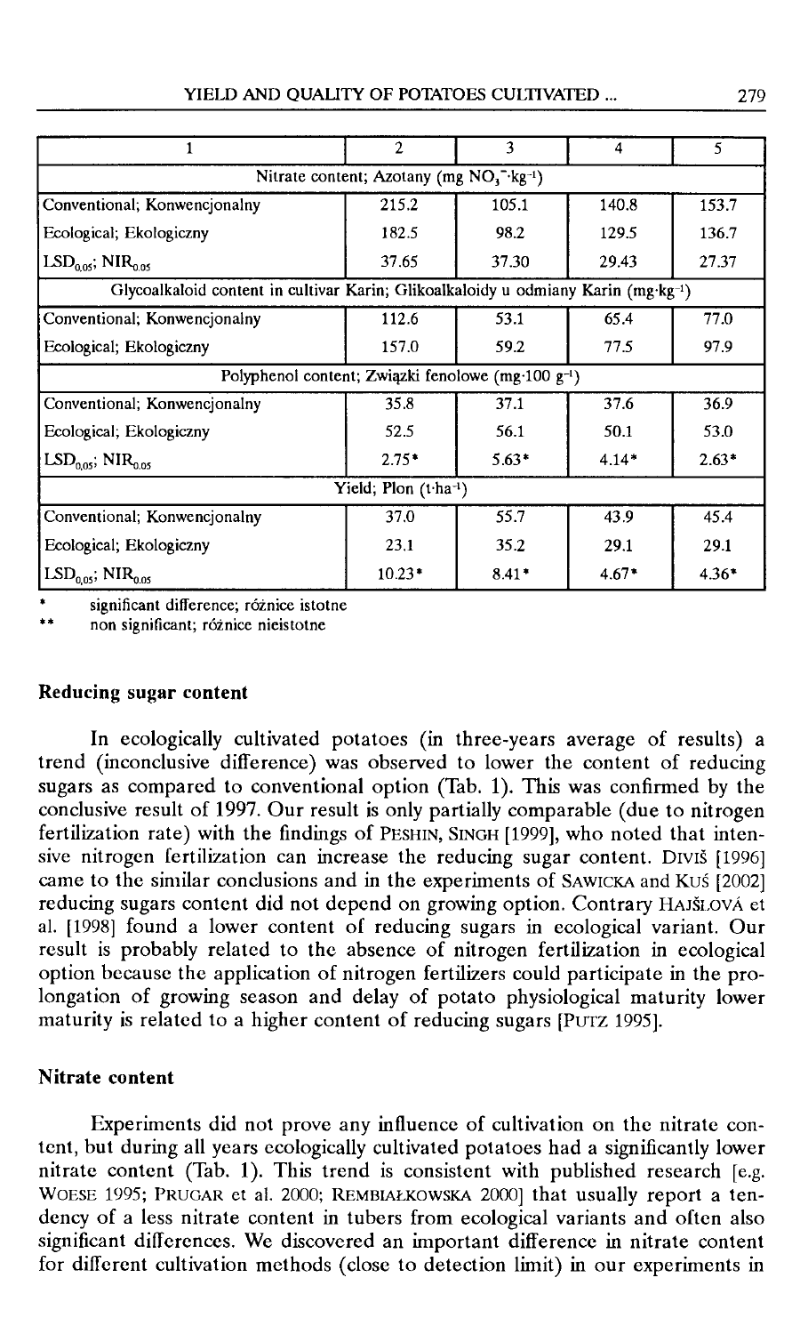| 1 | 2 | 3 | 4 | 5 |
|---|---|---|---|---|
| Nitrate content; Azotany (mg $NO_3^-$·$kg^{-1}$) | | | | |
| Conventional; Konwencjonalny | 215.2 | 105.1 | 140.8 | 153.7 |
| Ecological; Ekologiczny | 182.5 | 98.2 | 129.5 | 136.7 |
| $LSD_{0.05}$; $NIR_{0.05}$ | 37.65 | 37.30 | 29.43 | 27.37 |
| Glycoalkaloid content in cultivar Karin; Glikoalkaloidy u odmiany Karin (mg·$kg^{-1}$) | | | | |
| Conventional; Konwencjonalny | 112.6 | 53.1 | 65.4 | 77.0 |
| Ecological; Ekologiczny | 157.0 | 59.2 | 77.5 | 97.9 |
| Polyphenol content; Związki fenolowe (mg·100 $g^{-1}$) | | | | |
| Conventional; Konwencjonalny | 35.8 | 37.1 | 37.6 | 36.9 |
| Ecological; Ekologiczny | 52.5 | 56.1 | 50.1 | 53.0 |
| $LSD_{0.05}$; $NIR_{0.05}$ | 2.75* | 5.63* | 4.14* | 2.63* |
| Yield; Plon (t·$ha^{-1}$) | | | | |
| Conventional; Konwencjonalny | 37.0 | 55.7 | 43.9 | 45.4 |
| Ecological; Ekologiczny | 23.1 | 35.2 | 29.1 | 29.1 |
| $LSD_{0.05}$; $NIR_{0.05}$ | 10.23* | 8.41* | 4.67* | 4.36* |

\* significant difference; różnice istotne

\*\* non significant; różnice nieistotne

#### Reducing sugar content

In ecologically cultivated potatoes (in three-years average of results) a trend (inconclusive difference) was observed to lower the content of reducing sugars as compared to conventional option (Tab. 1). This was confirmed by the conclusive result of 1997. Our result is only partially comparable (due to nitrogen fertilization rate) with the findings of PESHIN, SINGH [1999], who noted that intensive nitrogen fertilization can increase the reducing sugar content. DIVIŠ [1996] came to the similar conclusions and in the experiments of SAWICKA and KUŚ [2002] reducing sugars content did not depend on growing option. Contrary HAJŠLOVÁ et al. [1998] found a lower content of reducing sugars in ecological variant. Our result is probably related to the absence of nitrogen fertilization in ecological option because the application of nitrogen fertilizers could participate in the prolongation of growing season and delay of potato physiological maturity lower maturity is related to a higher content of reducing sugars [PUTZ 1995].

#### Nitrate content

Experiments did not prove any influence of cultivation on the nitrate content, but during all years ecologically cultivated potatoes had a significantly lower nitrate content (Tab. 1). This trend is consistent with published research [e.g. WOESE 1995; PRUGAR et al. 2000; REMBIAŁKOWSKA 2000] that usually report a tendency of a less nitrate content in tubers from ecological variants and often also significant differences. We discovered an important difference in nitrate content for different cultivation methods (close to detection limit) in our experiments in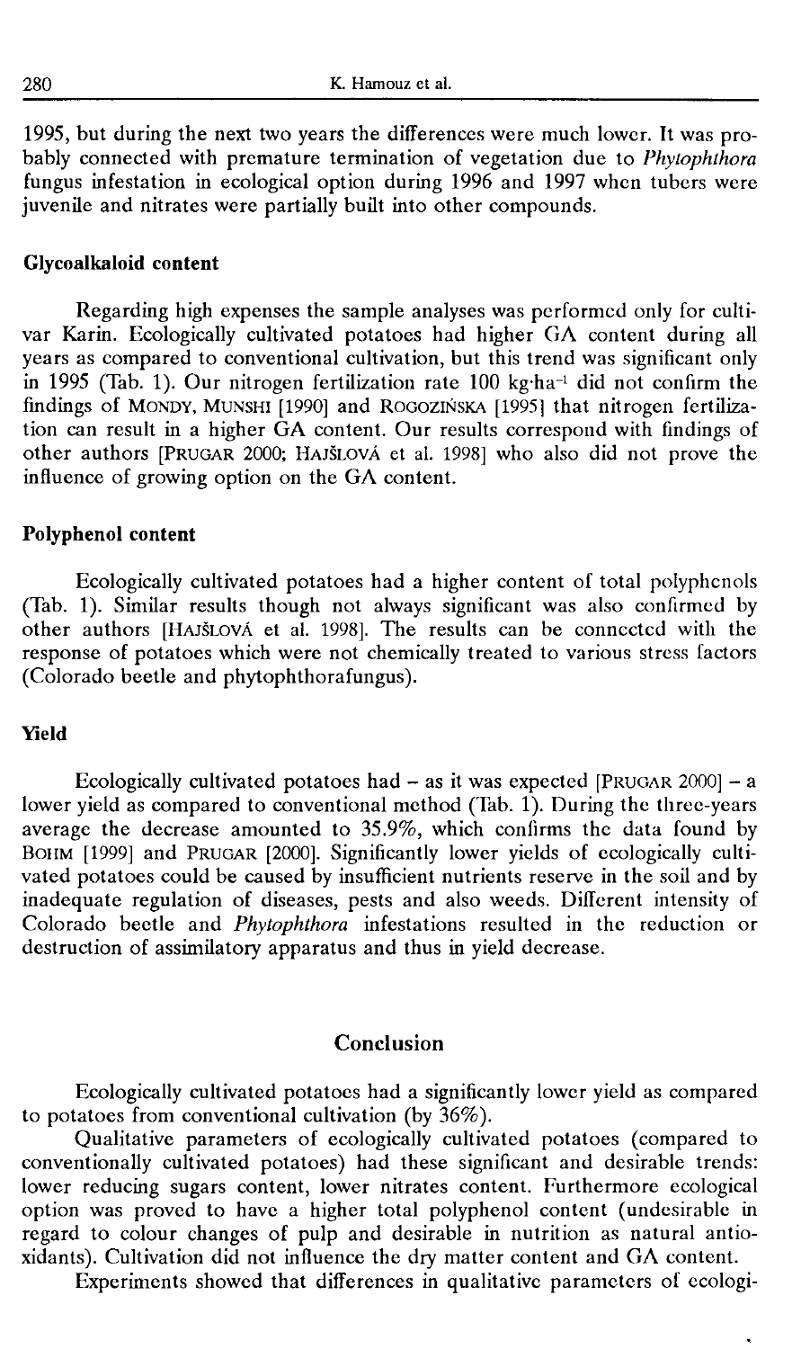1995, but during the next two years the differences were much lower. It was probably connected with premature termination of vegetation due to *Phytophthora* fungus infestation in ecological option during 1996 and 1997 when tubers were juvenile and nitrates were partially built into other compounds.

### Glycoalkaloid content

Regarding high expenses the sample analyses was performed only for cultivar Karin. Ecologically cultivated potatoes had higher GA content during all years as compared to conventional cultivation, but this trend was significant only in 1995 (Tab. 1). Our nitrogen fertilization rate 100 kg·ha$^{-1}$ did not confirm the findings of MONDY, MUNSHI [1990] and ROGOZIŃSKA [1995] that nitrogen fertilization can result in a higher GA content. Our results correspond with findings of other authors [PRUGAR 2000; HAJŠLOVÁ et al. 1998] who also did not prove the influence of growing option on the GA content.

### Polyphenol content

Ecologically cultivated potatoes had a higher content of total polyphenols (Tab. 1). Similar results though not always significant was also confirmed by other authors [HAJŠLOVÁ et al. 1998]. The results can be connected with the response of potatoes which were not chemically treated to various stress factors (Colorado beetle and phytophthorafungus).

### Yield

Ecologically cultivated potatoes had – as it was expected [PRUGAR 2000] – a lower yield as compared to conventional method (Tab. 1). During the three-years average the decrease amounted to 35.9%, which confirms the data found by BOHM [1999] and PRUGAR [2000]. Significantly lower yields of ecologically cultivated potatoes could be caused by insufficient nutrients reserve in the soil and by inadequate regulation of diseases, pests and also weeds. Different intensity of Colorado beetle and *Phytophthora* infestations resulted in the reduction or destruction of assimilatory apparatus and thus in yield decrease.

## Conclusion

Ecologically cultivated potatoes had a significantly lower yield as compared to potatoes from conventional cultivation (by 36%).

Qualitative parameters of ecologically cultivated potatoes (compared to conventionally cultivated potatoes) had these significant and desirable trends: lower reducing sugars content, lower nitrates content. Furthermore ecological option was proved to have a higher total polyphenol content (undesirable in regard to colour changes of pulp and desirable in nutrition as natural antioxidants). Cultivation did not influence the dry matter content and GA content.

Experiments showed that differences in qualitative parameters of ecologi-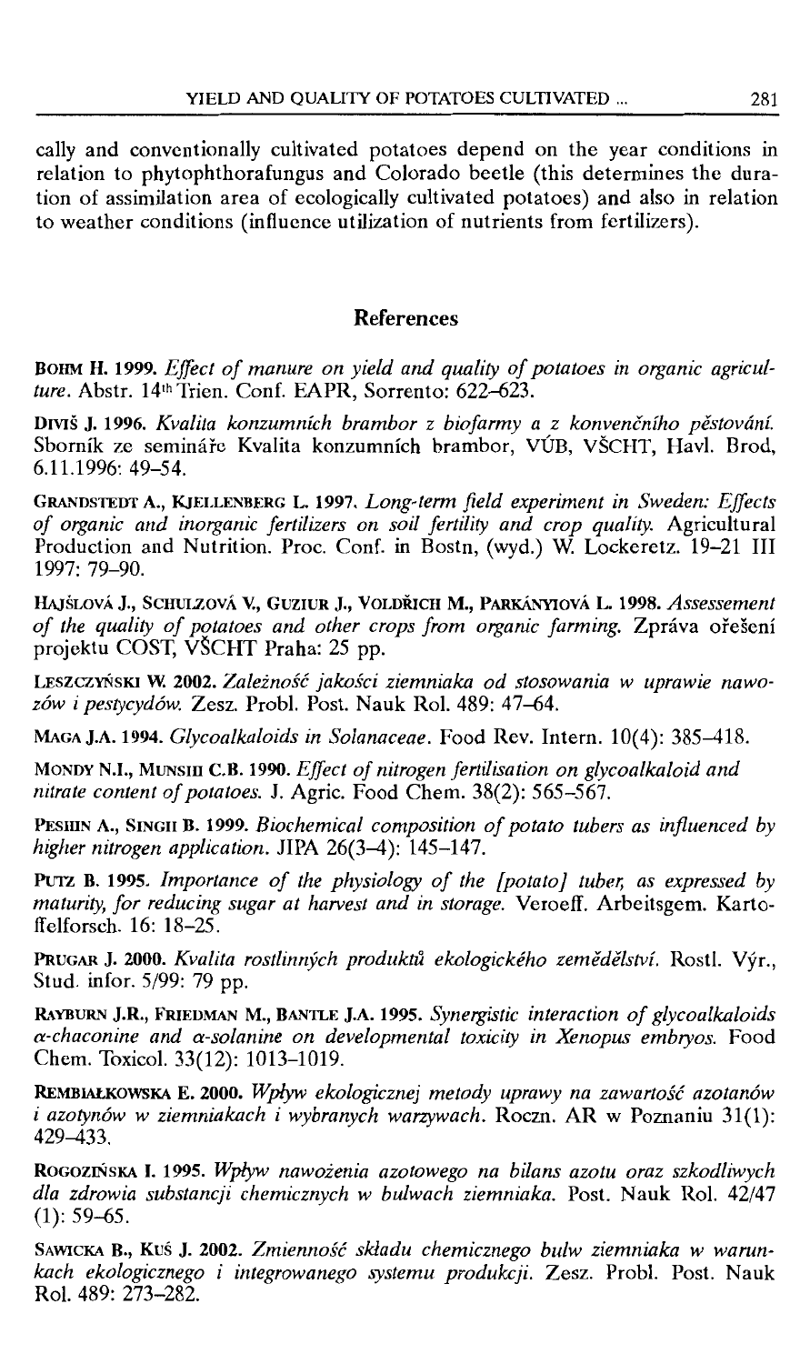cally and conventionally cultivated potatoes depend on the year conditions in relation to phytophthorafungus and Colorado beetle (this determines the duration of assimilation area of ecologically cultivated potatoes) and also in relation to weather conditions (influence utilization of nutrients from fertilizers).

## References

**Bohm H. 1999.** *Effect of manure on yield and quality of potatoes in organic agriculture.* Abstr. 14th Trien. Conf. EAPR, Sorrento: 622–623.

**Diviš J. 1996.** *Kvalita konzumních brambor z biofarmy a z konvenčního pěstování.* Sborník ze semináře Kvalita konzumních brambor, VÚB, VŠCHT, Havl. Brod, 6.11.1996: 49–54.

**Grandstedt A., Kjellenberg L. 1997.** *Long-term field experiment in Sweden: Effects of organic and inorganic fertilizers on soil fertility and crop quality.* Agricultural Production and Nutrition. Proc. Conf. in Bostn, (wyd.) W. Lockeretz. 19–21 III 1997: 79–90.

**Hajšlová J., Schulzová V., Guziur J., Voldřich M., Parkányiová L. 1998.** *Assessement of the quality of potatoes and other crops from organic farming.* Zpráva ořešení projektu COST, VŠCHT Praha: 25 pp.

**Leszczyński W. 2002.** *Zależność jakości ziemniaka od stosowania w uprawie nawozów i pestycydów.* Zesz. Probl. Post. Nauk Rol. 489: 47–64.

**Maga J.A. 1994.** *Glycoalkaloids in Solanaceae.* Food Rev. Intern. 10(4): 385–418.

**Mondy N.I., Munshi C.B. 1990.** *Effect of nitrogen fertilisation on glycoalkaloid and nitrate content of potatoes.* J. Agric. Food Chem. 38(2): 565–567.

**Peshin A., Singh B. 1999.** *Biochemical composition of potato tubers as influenced by higher nitrogen application.* JIPA 26(3–4): 145–147.

**Putz B. 1995.** *Importance of the physiology of the [potato] tuber, as expressed by maturity, for reducing sugar at harvest and in storage.* Veroeff. Arbeitsgem. Kartoffelforsch. 16: 18–25.

**Prugar J. 2000.** *Kvalita rostlinných produktů ekologického zemědělství.* Rostl. Výr., Stud. infor. 5/99: 79 pp.

**Rayburn J.R., Friedman M., Bantle J.A. 1995.** *Synergistic interaction of glycoalkaloids α-chaconine and α-solanine on developmental toxicity in Xenopus embryos.* Food Chem. Toxicol. 33(12): 1013–1019.

**Rembiałkowska E. 2000.** *Wpływ ekologicznej metody uprawy na zawartość azotanów i azotynów w ziemniakach i wybranych warzywach.* Roczn. AR w Poznaniu 31(1): 429–433.

**Rogozińska I. 1995.** *Wpływ nawożenia azotowego na bilans azotu oraz szkodliwych dla zdrowia substancji chemicznych w bulwach ziemniaka.* Post. Nauk Rol. 42/47 (1): 59–65.

**Sawicka B., Kuś J. 2002.** *Zmienność składu chemicznego bulw ziemniaka w warunkach ekologicznego i integrowanego systemu produkcji.* Zesz. Probl. Post. Nauk Rol. 489: 273–282.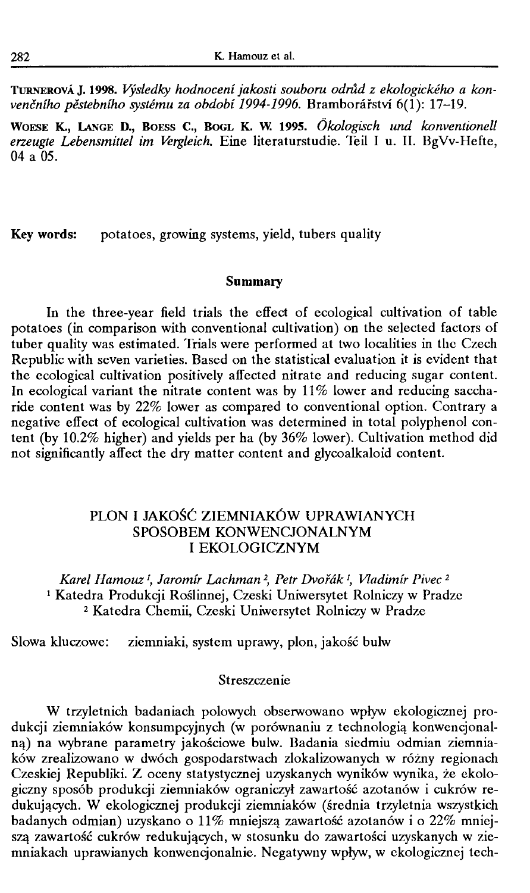**Turnerová J. 1998.** *Výsledky hodnocení jakosti souboru odrůd z ekologického a konvenčního pěstebního systému za období 1994-1996.* Bramborářství 6(1): 17–19.

**Woese K., Lange D., Boess C., Bogl K. W. 1995.** *Ökologisch und konventionell erzeugte Lebensmittel im Vergleich.* Eine literaturstudie. Teil I u. II. BgVv-Hefte, 04 a 05.

**Key words:** potatoes, growing systems, yield, tubers quality

## Summary

In the three-year field trials the effect of ecological cultivation of table potatoes (in comparison with conventional cultivation) on the selected factors of tuber quality was estimated. Trials were performed at two localities in the Czech Republic with seven varieties. Based on the statistical evaluation it is evident that the ecological cultivation positively affected nitrate and reducing sugar content. In ecological variant the nitrate content was by 11% lower and reducing saccharide content was by 22% lower as compared to conventional option. Contrary a negative effect of ecological cultivation was determined in total polyphenol content (by 10.2% higher) and yields per ha (by 36% lower). Cultivation method did not significantly affect the dry matter content and glycoalkaloid content.

# PLON I JAKOŚĆ ZIEMNIAKÓW UPRAWIANYCH SPOSOBEM KONWENCJONALNYM I EKOLOGICZNYM

*Karel Hamouz [1], Jaromír Lachman [2], Petr Dvořák [1], Vladimír Pivec [2]*

[1] Katedra Produkcji Roślinnej, Czeski Uniwersytet Rolniczy w Pradze

[2] Katedra Chemii, Czeski Uniwersytet Rolniczy w Pradze

Slowa kluczowe: ziemniaki, system uprawy, plon, jakość bulw

## Streszczenie

W trzyletnich badaniach polowych obserwowano wpływ ekologicznej produkcji ziemniaków konsumpcyjnych (w porównaniu z technologią konwencjonalną) na wybrane parametry jakościowe bulw. Badania siedmiu odmian ziemniaków zrealizowano w dwóch gospodarstwach zlokalizowanych w różny regionach Czeskiej Republiki. Z oceny statystycznej uzyskanych wyników wynika, że ekologiczny sposób produkcji ziemniaków ograniczył zawartość azotanów i cukrów redukujących. W ekologicznej produkcji ziemniaków (średnia trzyletnia wszystkich badanych odmian) uzyskano o 11% mniejszą zawartość azotanów i o 22% mniejszą zawartość cukrów redukujących, w stosunku do zawartości uzyskanych w ziemniakach uprawianych konwencjonalnie. Negatywny wpływ, w ekologicznej tech-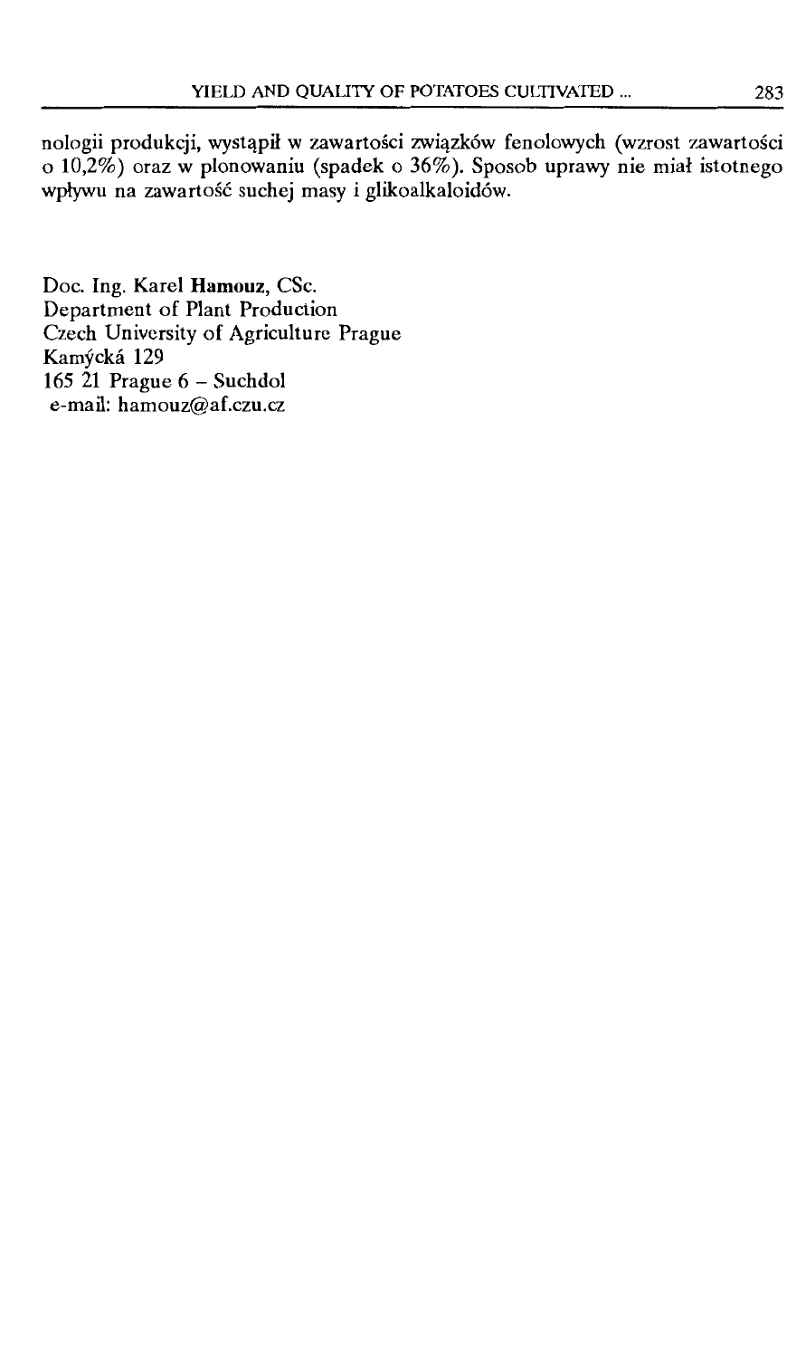nologii produkcji, wystąpił w zawartości związków fenolowych (wzrost zawartości o 10,2%) oraz w plonowaniu (spadek o 36%). Sposob uprawy nie miał istotnego wpływu na zawartość suchej masy i glikoalkaloidów.

Doc. Ing. Karel **Hamouz**, CSc.
Department of Plant Production
Czech University of Agriculture Prague
Kamýcká 129
165 21 Prague 6 – Suchdol
e-mail: hamouz@af.czu.cz